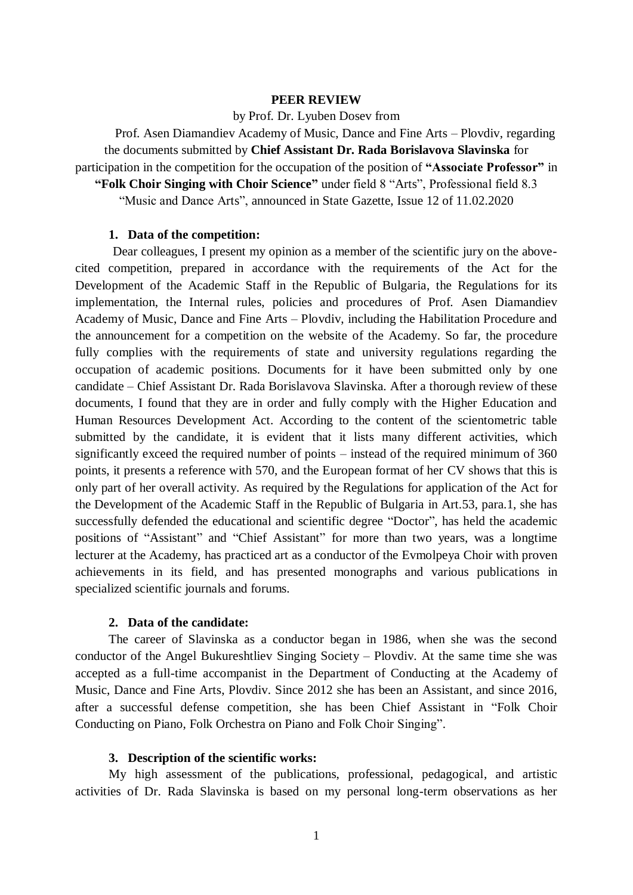**PEER REVIEW**

by Prof. Dr. Lyuben Dosev from

Prof. Asen Diamandiev Academy of Music, Dance and Fine Arts – Plovdiv, regarding the documents submitted by **Chief Assistant Dr. Rada Borislavova Slavinska** for participation in the competition for the occupation of the position of **"Associate Professor"** in **"Folk Choir Singing with Choir Science"** under field 8 "Arts", Professional field 8.3 "Music and Dance Arts", announced in State Gazette, Issue 12 of 11.02.2020

1. **Data of the competition:**

Dear colleagues, I present my opinion as a member of the scientific jury on the above-cited competition, prepared in accordance with the requirements of the Act for the Development of the Academic Staff in the Republic of Bulgaria, the Regulations for its implementation, the Internal rules, policies and procedures of Prof. Asen Diamandiev Academy of Music, Dance and Fine Arts – Plovdiv, including the Habilitation Procedure and the announcement for a competition on the website of the Academy. So far, the procedure fully complies with the requirements of state and university regulations regarding the occupation of academic positions. Documents for it have been submitted only by one candidate – Chief Assistant Dr. Rada Borislavova Slavinska. After a thorough review of these documents, I found that they are in order and fully comply with the Higher Education and Human Resources Development Act. According to the content of the scientometric table submitted by the candidate, it is evident that it lists many different activities, which significantly exceed the required number of points – instead of the required minimum of 360 points, it presents a reference with 570, and the European format of her CV shows that this is only part of her overall activity. As required by the Regulations for application of the Act for the Development of the Academic Staff in the Republic of Bulgaria in Art.53, para.1, she has successfully defended the educational and scientific degree "Doctor", has held the academic positions of "Assistant" and "Chief Assistant" for more than two years, was a longtime lecturer at the Academy, has practiced art as a conductor of the Evmolpeya Choir with proven achievements in its field, and has presented monographs and various publications in specialized scientific journals and forums.

2. **Data of the candidate:**

The career of Slavinska as a conductor began in 1986, when she was the second conductor of the Angel Bukureshtliev Singing Society – Plovdiv. At the same time she was accepted as a full-time accompanist in the Department of Conducting at the Academy of Music, Dance and Fine Arts, Plovdiv. Since 2012 she has been an Assistant, and since 2016, after a successful defense competition, she has been Chief Assistant in "Folk Choir Conducting on Piano, Folk Orchestra on Piano and Folk Choir Singing".

3. **Description of the scientific works:**

My high assessment of the publications, professional, pedagogical, and artistic activities of Dr. Rada Slavinska is based on my personal long-term observations as her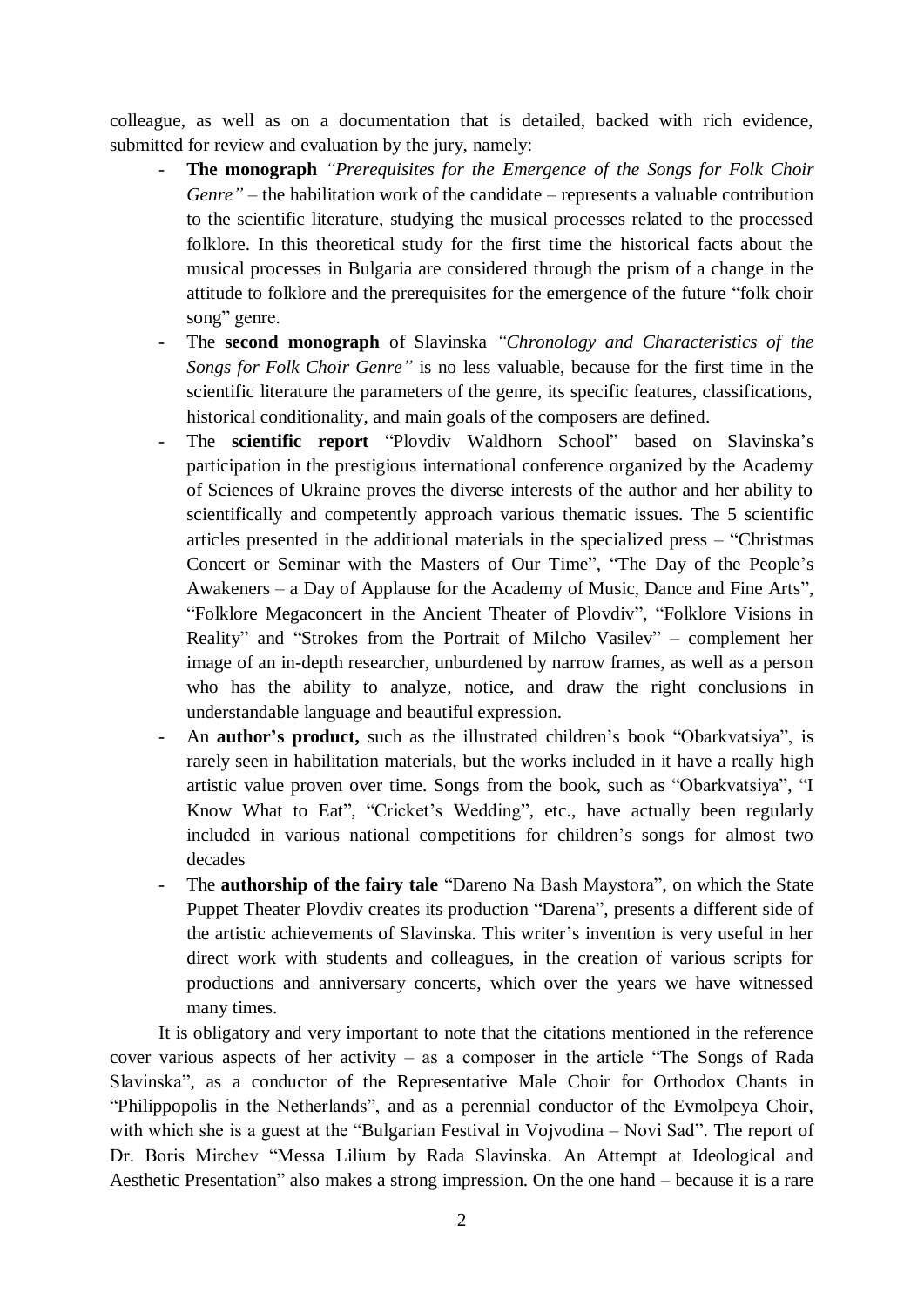colleague, as well as on a documentation that is detailed, backed with rich evidence, submitted for review and evaluation by the jury, namely:

- **The monograph** *"Prerequisites for the Emergence of the Songs for Folk Choir Genre"* – the habilitation work of the candidate – represents a valuable contribution to the scientific literature, studying the musical processes related to the processed folklore. In this theoretical study for the first time the historical facts about the musical processes in Bulgaria are considered through the prism of a change in the attitude to folklore and the prerequisites for the emergence of the future "folk choir song" genre.
- The **second monograph** of Slavinska *"Chronology and Characteristics of the Songs for Folk Choir Genre"* is no less valuable, because for the first time in the scientific literature the parameters of the genre, its specific features, classifications, historical conditionality, and main goals of the composers are defined.
- The **scientific report** "Plovdiv Waldhorn School" based on Slavinska's participation in the prestigious international conference organized by the Academy of Sciences of Ukraine proves the diverse interests of the author and her ability to scientifically and competently approach various thematic issues. The 5 scientific articles presented in the additional materials in the specialized press – "Christmas Concert or Seminar with the Masters of Our Time", "The Day of the People's Awakeners – a Day of Applause for the Academy of Music, Dance and Fine Arts", "Folklore Megaconcert in the Ancient Theater of Plovdiv", "Folklore Visions in Reality" and "Strokes from the Portrait of Milcho Vasilev" – complement her image of an in-depth researcher, unburdened by narrow frames, as well as a person who has the ability to analyze, notice, and draw the right conclusions in understandable language and beautiful expression.
- An **author's product,** such as the illustrated children's book "Obarkvatsiya", is rarely seen in habilitation materials, but the works included in it have a really high artistic value proven over time. Songs from the book, such as "Obarkvatsiya", "I Know What to Eat", "Cricket's Wedding", etc., have actually been regularly included in various national competitions for children's songs for almost two decades
- The **authorship of the fairy tale** "Dareno Na Bash Maystora", on which the State Puppet Theater Plovdiv creates its production "Darena", presents a different side of the artistic achievements of Slavinska. This writer's invention is very useful in her direct work with students and colleagues, in the creation of various scripts for productions and anniversary concerts, which over the years we have witnessed many times.

It is obligatory and very important to note that the citations mentioned in the reference cover various aspects of her activity – as a composer in the article "The Songs of Rada Slavinska", as a conductor of the Representative Male Choir for Orthodox Chants in "Philippopolis in the Netherlands", and as a perennial conductor of the Evmolpeya Choir, with which she is a guest at the "Bulgarian Festival in Vojvodina – Novi Sad". The report of Dr. Boris Mirchev "Messa Lilium by Rada Slavinska. An Attempt at Ideological and Aesthetic Presentation" also makes a strong impression. On the one hand – because it is a rare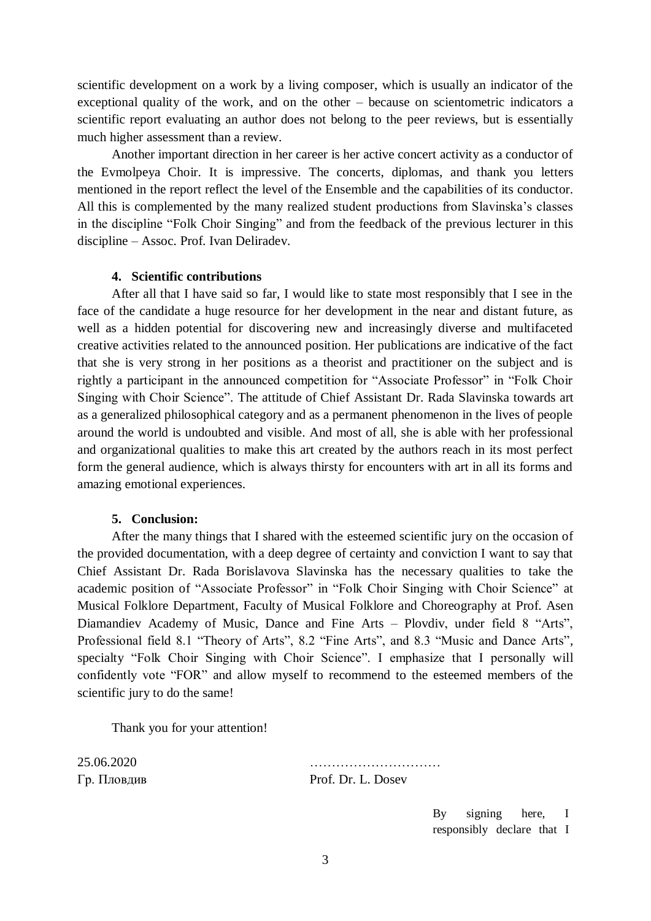scientific development on a work by a living composer, which is usually an indicator of the exceptional quality of the work, and on the other – because on scientometric indicators a scientific report evaluating an author does not belong to the peer reviews, but is essentially much higher assessment than a review.

Another important direction in her career is her active concert activity as a conductor of the Evmolpeya Choir. It is impressive. The concerts, diplomas, and thank you letters mentioned in the report reflect the level of the Ensemble and the capabilities of its conductor. All this is complemented by the many realized student productions from Slavinska's classes in the discipline "Folk Choir Singing" and from the feedback of the previous lecturer in this discipline – Assoc. Prof. Ivan Deliradev.

**4. Scientific contributions**

After all that I have said so far, I would like to state most responsibly that I see in the face of the candidate a huge resource for her development in the near and distant future, as well as a hidden potential for discovering new and increasingly diverse and multifaceted creative activities related to the announced position. Her publications are indicative of the fact that she is very strong in her positions as a theorist and practitioner on the subject and is rightly a participant in the announced competition for "Associate Professor" in "Folk Choir Singing with Choir Science". The attitude of Chief Assistant Dr. Rada Slavinska towards art as a generalized philosophical category and as a permanent phenomenon in the lives of people around the world is undoubted and visible. And most of all, she is able with her professional and organizational qualities to make this art created by the authors reach in its most perfect form the general audience, which is always thirsty for encounters with art in all its forms and amazing emotional experiences.

**5. Conclusion:**

After the many things that I shared with the esteemed scientific jury on the occasion of the provided documentation, with a deep degree of certainty and conviction I want to say that Chief Assistant Dr. Rada Borislavova Slavinska has the necessary qualities to take the academic position of "Associate Professor" in "Folk Choir Singing with Choir Science" at Musical Folklore Department, Faculty of Musical Folklore and Choreography at Prof. Asen Diamandiev Academy of Music, Dance and Fine Arts – Plovdiv, under field 8 "Arts", Professional field 8.1 "Theory of Arts", 8.2 "Fine Arts", and 8.3 "Music and Dance Arts", specialty "Folk Choir Singing with Choir Science". I emphasize that I personally will confidently vote "FOR" and allow myself to recommend to the esteemed members of the scientific jury to do the same!

Thank you for your attention!

25.06.2020 …………………………

Гр. Пловдив Prof. Dr. L. Dosev

By signing here, I responsibly declare that I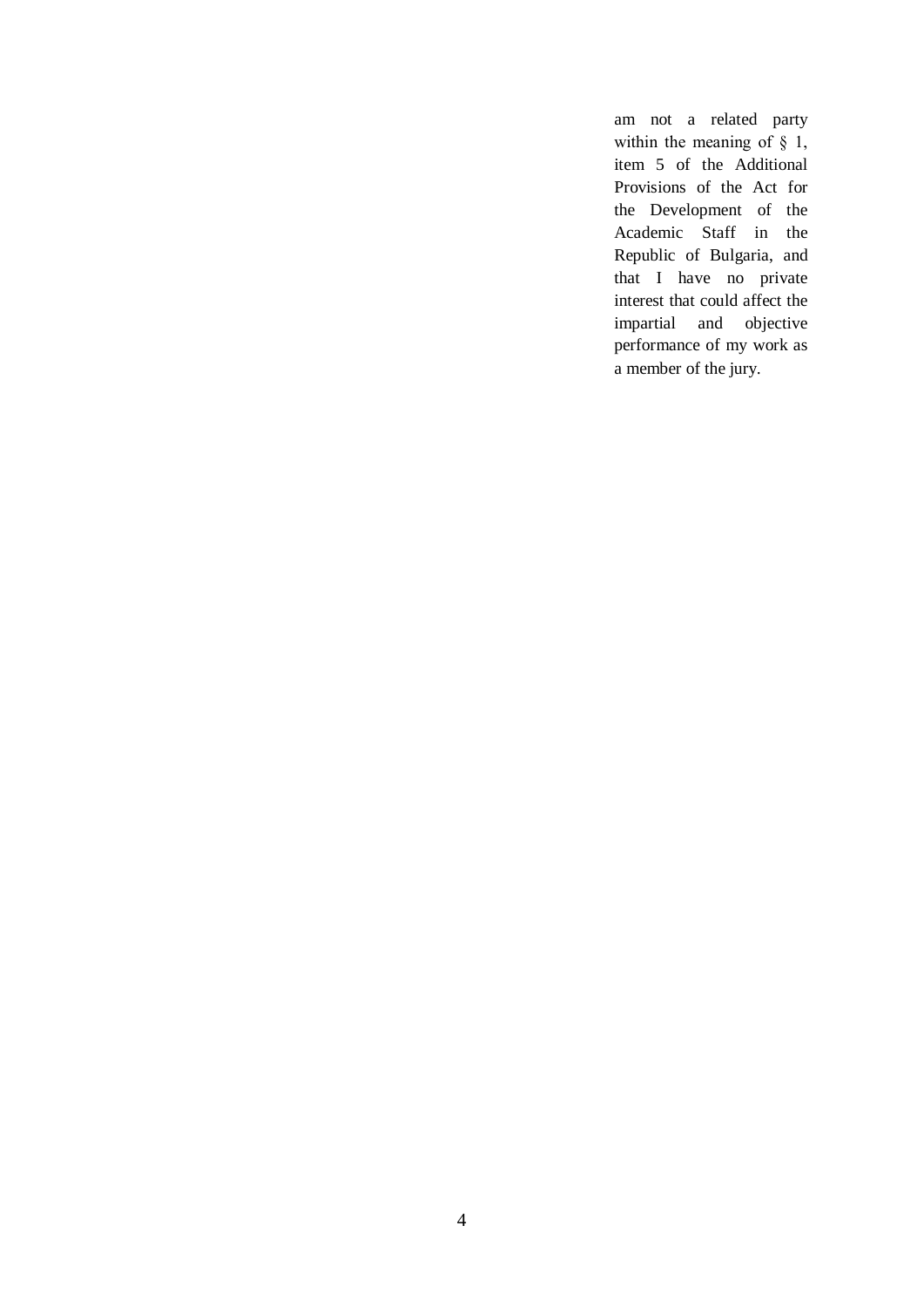am not a related party within the meaning of § 1, item 5 of the Additional Provisions of the Act for the Development of the Academic Staff in the Republic of Bulgaria, and that I have no private interest that could affect the impartial and objective performance of my work as a member of the jury.